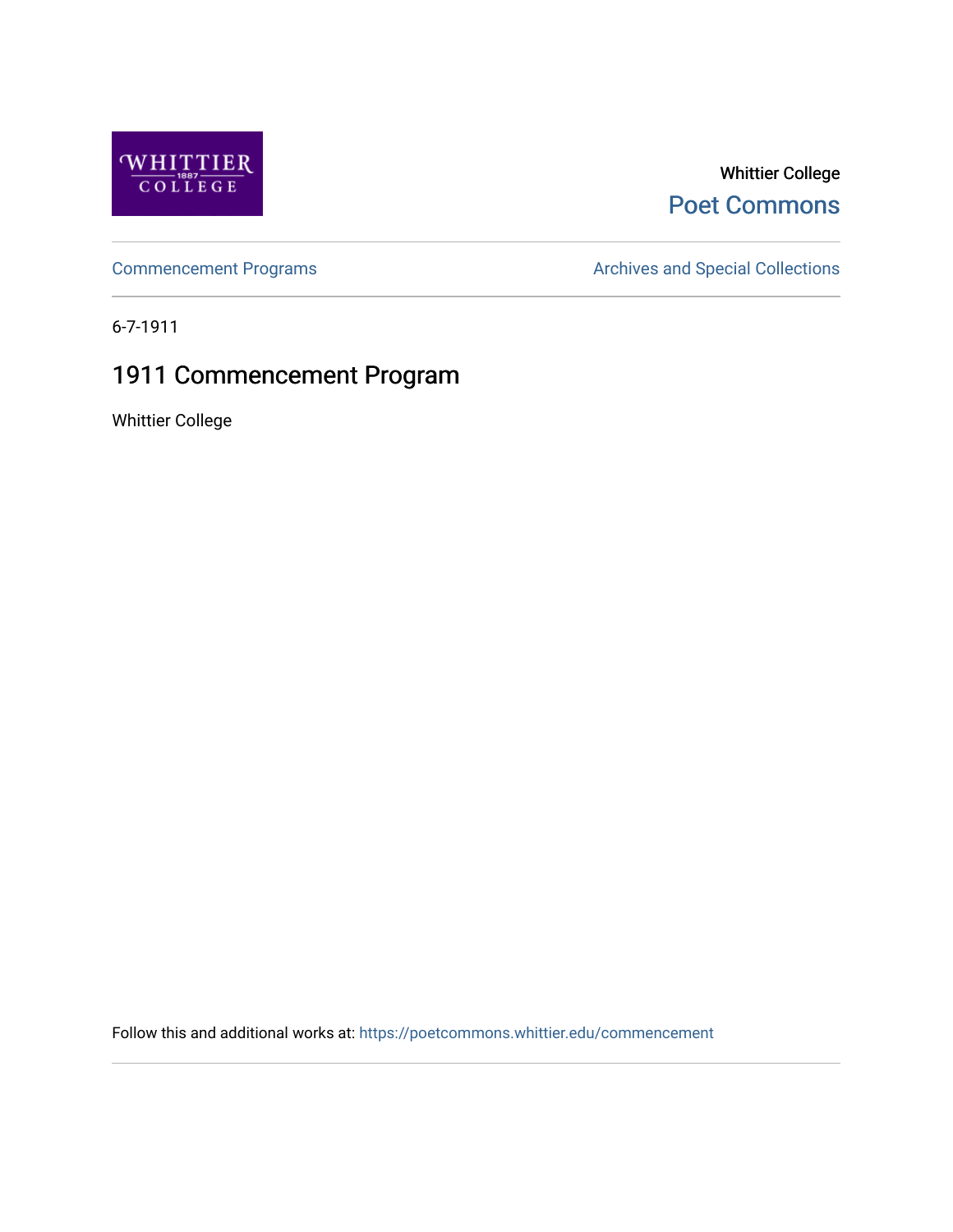Whittier College

Poet Commons

Commencement Programs

Archives and Special Collections

6-7-1911

# 1911 Commencement Program

Whittier College

Follow this and additional works at: https://poetcommons.whittier.edu/commencement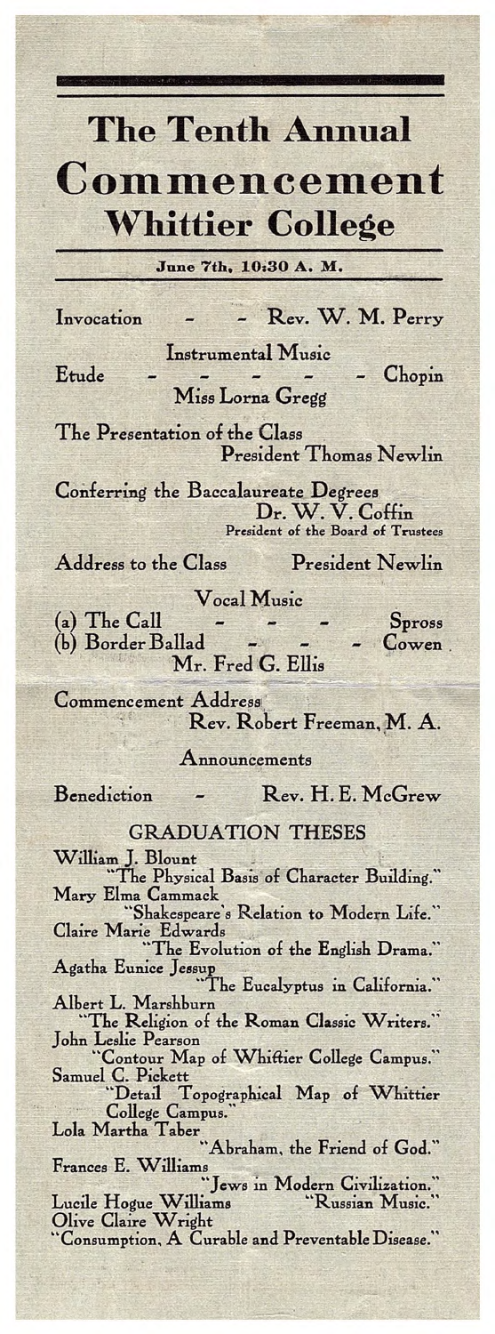# The Tenth Annual Commencement Whittier College

**June 7th, 10:30 A. M.**

Invocation - - Rev. W. M. Perry

Instrumental Music

Etude - - - - - - Chopin
Miss Lorna Gregg

The Presentation of the Class
President Thomas Newlin

Conferring the Baccalaureate Degrees
Dr. W. V. Coffin
President of the Board of Trustees

Address to the Class President Newlin

Vocal Music

(a) The Call - - - Spross
(b) Border Ballad - - - Cowen
Mr. Fred G. Ellis

Commencement Address
Rev. Robert Freeman, M. A.

Announcements

Benediction - Rev. H. E. McGrew

## GRADUATION THESES

William J. Blount
"The Physical Basis of Character Building."

Mary Elma Cammack
"Shakespeare's Relation to Modern Life."

Claire Marie Edwards
"The Evolution of the English Drama."

Agatha Eunice Jessup
"The Eucalyptus in California."

Albert L. Marshburn
"The Religion of the Roman Classic Writers."

John Leslie Pearson
"Contour Map of Whittier College Campus."

Samuel C. Pickett
"Detail Topographical Map of Whittier College Campus."

Lola Martha Taber
"Abraham, the Friend of God."

Frances E. Williams
"Jews in Modern Civilization."

Lucile Hogue Williams "Russian Music."

Olive Claire Wright
"Consumption, A Curable and Preventable Disease."